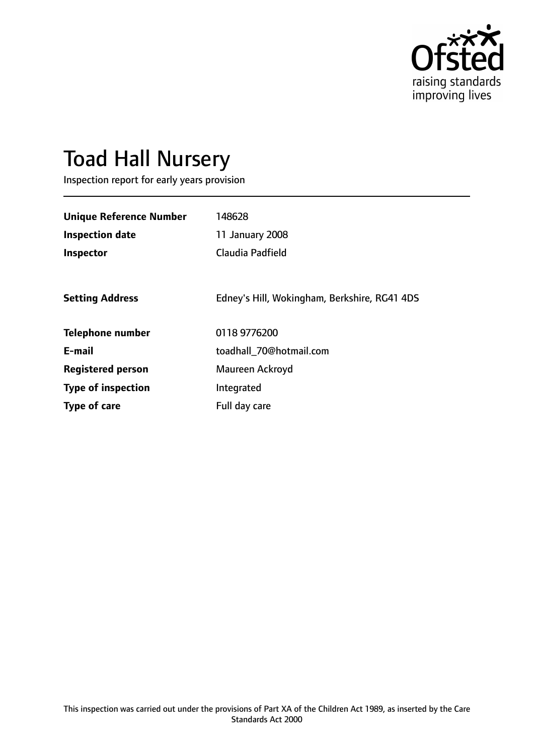# Toad Hall Nursery

Inspection report for early years provision

| | |
|---|---|
| **Unique Reference Number** | 148628 |
| **Inspection date** | 11 January 2008 |
| **Inspector** | Claudia Padfield |
| | |
| **Setting Address** | Edney's Hill, Wokingham, Berkshire, RG41 4DS |
| | |
| **Telephone number** | 0118 9776200 |
| **E-mail** | toadhall_70@hotmail.com |
| **Registered person** | Maureen Ackroyd |
| **Type of inspection** | Integrated |
| **Type of care** | Full day care |

This inspection was carried out under the provisions of Part XA of the Children Act 1989, as inserted by the Care Standards Act 2000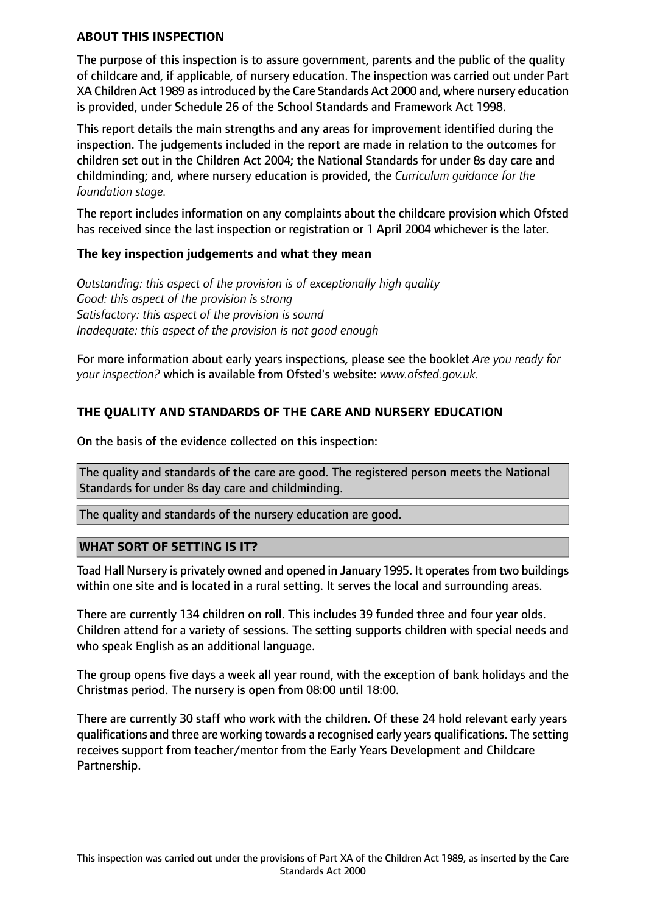## ABOUT THIS INSPECTION

The purpose of this inspection is to assure government, parents and the public of the quality of childcare and, if applicable, of nursery education. The inspection was carried out under Part XA Children Act 1989 as introduced by the Care Standards Act 2000 and, where nursery education is provided, under Schedule 26 of the School Standards and Framework Act 1998.

This report details the main strengths and any areas for improvement identified during the inspection. The judgements included in the report are made in relation to the outcomes for children set out in the Children Act 2004; the National Standards for under 8s day care and childminding; and, where nursery education is provided, the *Curriculum guidance for the foundation stage.*

The report includes information on any complaints about the childcare provision which Ofsted has received since the last inspection or registration or 1 April 2004 whichever is the later.

### The key inspection judgements and what they mean

*Outstanding: this aspect of the provision is of exceptionally high quality*
*Good: this aspect of the provision is strong*
*Satisfactory: this aspect of the provision is sound*
*Inadequate: this aspect of the provision is not good enough*

For more information about early years inspections, please see the booklet *Are you ready for your inspection?* which is available from Ofsted's website: *www.ofsted.gov.uk.*

## THE QUALITY AND STANDARDS OF THE CARE AND NURSERY EDUCATION

On the basis of the evidence collected on this inspection:

The quality and standards of the care are good. The registered person meets the National Standards for under 8s day care and childminding.

The quality and standards of the nursery education are good.

## WHAT SORT OF SETTING IS IT?

Toad Hall Nursery is privately owned and opened in January 1995. It operates from two buildings within one site and is located in a rural setting. It serves the local and surrounding areas.

There are currently 134 children on roll. This includes 39 funded three and four year olds. Children attend for a variety of sessions. The setting supports children with special needs and who speak English as an additional language.

The group opens five days a week all year round, with the exception of bank holidays and the Christmas period. The nursery is open from 08:00 until 18:00.

There are currently 30 staff who work with the children. Of these 24 hold relevant early years qualifications and three are working towards a recognised early years qualifications. The setting receives support from teacher/mentor from the Early Years Development and Childcare Partnership.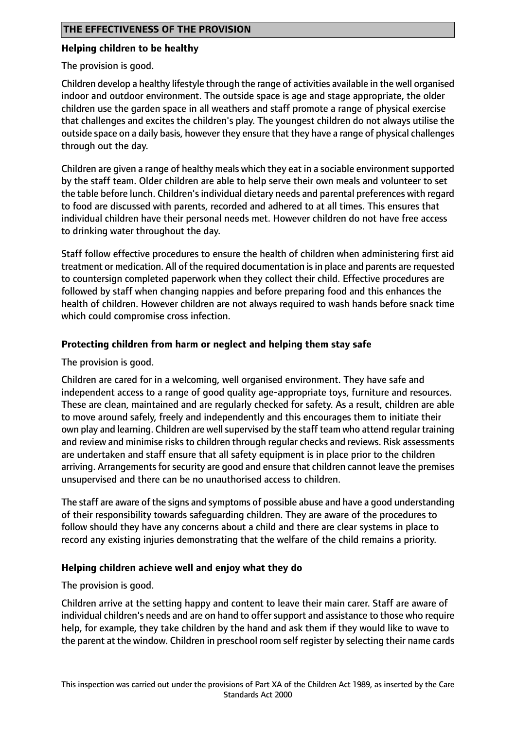## THE EFFECTIVENESS OF THE PROVISION

### Helping children to be healthy

The provision is good.

Children develop a healthy lifestyle through the range of activities available in the well organised indoor and outdoor environment. The outside space is age and stage appropriate, the older children use the garden space in all weathers and staff promote a range of physical exercise that challenges and excites the children's play. The youngest children do not always utilise the outside space on a daily basis, however they ensure that they have a range of physical challenges through out the day.

Children are given a range of healthy meals which they eat in a sociable environment supported by the staff team. Older children are able to help serve their own meals and volunteer to set the table before lunch. Children's individual dietary needs and parental preferences with regard to food are discussed with parents, recorded and adhered to at all times. This ensures that individual children have their personal needs met. However children do not have free access to drinking water throughout the day.

Staff follow effective procedures to ensure the health of children when administering first aid treatment or medication. All of the required documentation is in place and parents are requested to countersign completed paperwork when they collect their child. Effective procedures are followed by staff when changing nappies and before preparing food and this enhances the health of children. However children are not always required to wash hands before snack time which could compromise cross infection.

### Protecting children from harm or neglect and helping them stay safe

The provision is good.

Children are cared for in a welcoming, well organised environment. They have safe and independent access to a range of good quality age-appropriate toys, furniture and resources. These are clean, maintained and are regularly checked for safety. As a result, children are able to move around safely, freely and independently and this encourages them to initiate their own play and learning. Children are well supervised by the staff team who attend regular training and review and minimise risks to children through regular checks and reviews. Risk assessments are undertaken and staff ensure that all safety equipment is in place prior to the children arriving. Arrangements for security are good and ensure that children cannot leave the premises unsupervised and there can be no unauthorised access to children.

The staff are aware of the signs and symptoms of possible abuse and have a good understanding of their responsibility towards safeguarding children. They are aware of the procedures to follow should they have any concerns about a child and there are clear systems in place to record any existing injuries demonstrating that the welfare of the child remains a priority.

### Helping children achieve well and enjoy what they do

The provision is good.

Children arrive at the setting happy and content to leave their main carer. Staff are aware of individual children's needs and are on hand to offer support and assistance to those who require help, for example, they take children by the hand and ask them if they would like to wave to the parent at the window. Children in preschool room self register by selecting their name cards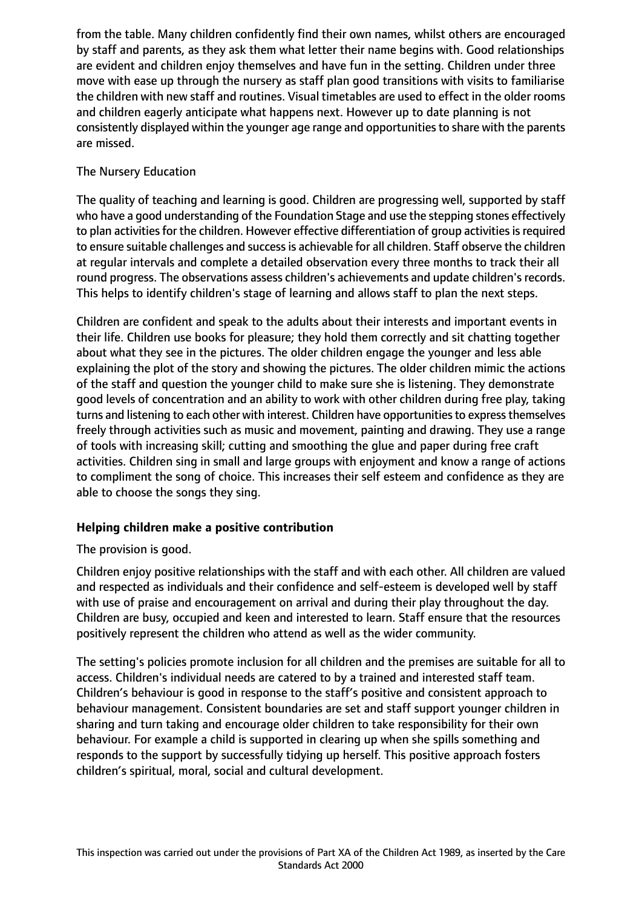from the table. Many children confidently find their own names, whilst others are encouraged by staff and parents, as they ask them what letter their name begins with. Good relationships are evident and children enjoy themselves and have fun in the setting. Children under three move with ease up through the nursery as staff plan good transitions with visits to familiarise the children with new staff and routines. Visual timetables are used to effect in the older rooms and children eagerly anticipate what happens next. However up to date planning is not consistently displayed within the younger age range and opportunities to share with the parents are missed.

The Nursery Education

The quality of teaching and learning is good. Children are progressing well, supported by staff who have a good understanding of the Foundation Stage and use the stepping stones effectively to plan activities for the children. However effective differentiation of group activities is required to ensure suitable challenges and success is achievable for all children. Staff observe the children at regular intervals and complete a detailed observation every three months to track their all round progress. The observations assess children's achievements and update children's records. This helps to identify children's stage of learning and allows staff to plan the next steps.

Children are confident and speak to the adults about their interests and important events in their life. Children use books for pleasure; they hold them correctly and sit chatting together about what they see in the pictures. The older children engage the younger and less able explaining the plot of the story and showing the pictures. The older children mimic the actions of the staff and question the younger child to make sure she is listening. They demonstrate good levels of concentration and an ability to work with other children during free play, taking turns and listening to each other with interest. Children have opportunities to express themselves freely through activities such as music and movement, painting and drawing. They use a range of tools with increasing skill; cutting and smoothing the glue and paper during free craft activities. Children sing in small and large groups with enjoyment and know a range of actions to compliment the song of choice. This increases their self esteem and confidence as they are able to choose the songs they sing.

**Helping children make a positive contribution**

The provision is good.

Children enjoy positive relationships with the staff and with each other. All children are valued and respected as individuals and their confidence and self-esteem is developed well by staff with use of praise and encouragement on arrival and during their play throughout the day. Children are busy, occupied and keen and interested to learn. Staff ensure that the resources positively represent the children who attend as well as the wider community.

The setting's policies promote inclusion for all children and the premises are suitable for all to access. Children's individual needs are catered to by a trained and interested staff team. Children's behaviour is good in response to the staff's positive and consistent approach to behaviour management. Consistent boundaries are set and staff support younger children in sharing and turn taking and encourage older children to take responsibility for their own behaviour. For example a child is supported in clearing up when she spills something and responds to the support by successfully tidying up herself. This positive approach fosters children's spiritual, moral, social and cultural development.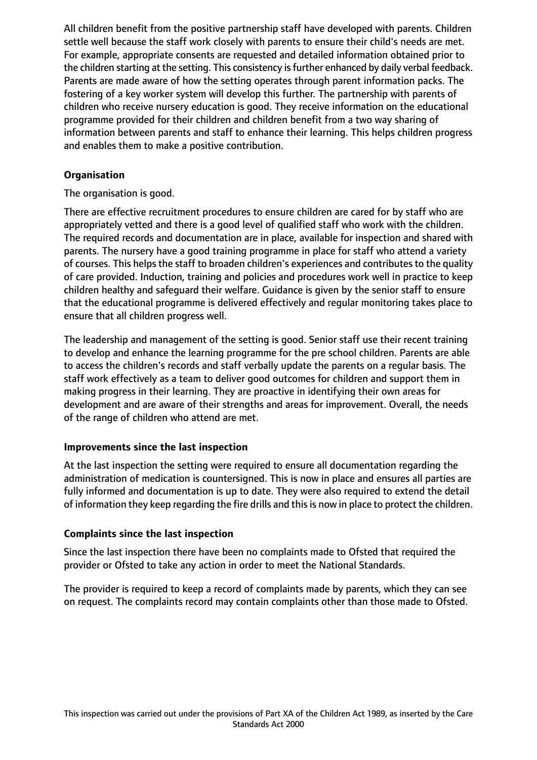All children benefit from the positive partnership staff have developed with parents. Children settle well because the staff work closely with parents to ensure their child's needs are met. For example, appropriate consents are requested and detailed information obtained prior to the children starting at the setting. This consistency is further enhanced by daily verbal feedback. Parents are made aware of how the setting operates through parent information packs. The fostering of a key worker system will develop this further. The partnership with parents of children who receive nursery education is good. They receive information on the educational programme provided for their children and children benefit from a two way sharing of information between parents and staff to enhance their learning. This helps children progress and enables them to make a positive contribution.

### Organisation

The organisation is good.

There are effective recruitment procedures to ensure children are cared for by staff who are appropriately vetted and there is a good level of qualified staff who work with the children. The required records and documentation are in place, available for inspection and shared with parents. The nursery have a good training programme in place for staff who attend a variety of courses. This helps the staff to broaden children's experiences and contributes to the quality of care provided. Induction, training and policies and procedures work well in practice to keep children healthy and safeguard their welfare. Guidance is given by the senior staff to ensure that the educational programme is delivered effectively and regular monitoring takes place to ensure that all children progress well.

The leadership and management of the setting is good. Senior staff use their recent training to develop and enhance the learning programme for the pre school children. Parents are able to access the children's records and staff verbally update the parents on a regular basis. The staff work effectively as a team to deliver good outcomes for children and support them in making progress in their learning. They are proactive in identifying their own areas for development and are aware of their strengths and areas for improvement. Overall, the needs of the range of children who attend are met.

### Improvements since the last inspection

At the last inspection the setting were required to ensure all documentation regarding the administration of medication is countersigned. This is now in place and ensures all parties are fully informed and documentation is up to date. They were also required to extend the detail of information they keep regarding the fire drills and this is now in place to protect the children.

### Complaints since the last inspection

Since the last inspection there have been no complaints made to Ofsted that required the provider or Ofsted to take any action in order to meet the National Standards.

The provider is required to keep a record of complaints made by parents, which they can see on request. The complaints record may contain complaints other than those made to Ofsted.

This inspection was carried out under the provisions of Part XA of the Children Act 1989, as inserted by the Care Standards Act 2000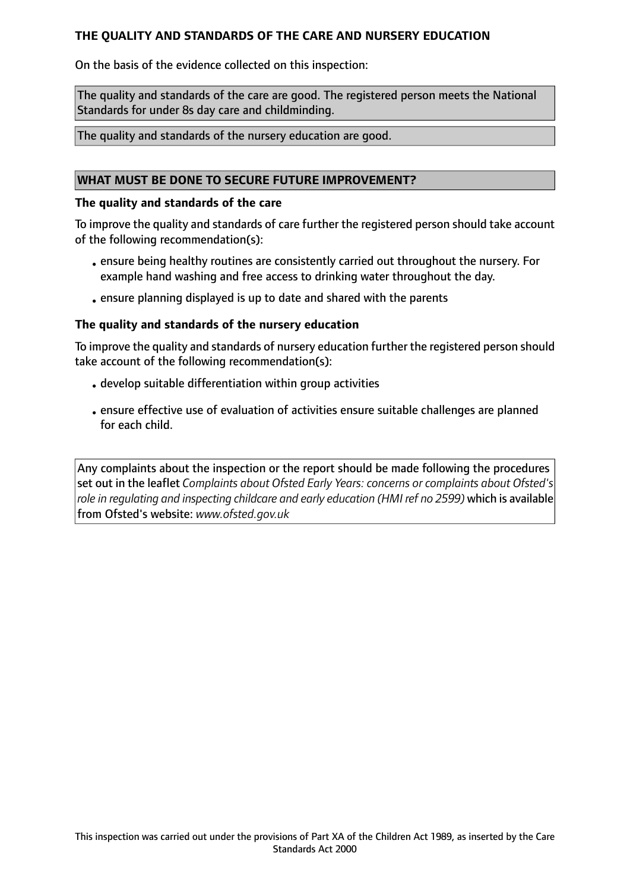## THE QUALITY AND STANDARDS OF THE CARE AND NURSERY EDUCATION

On the basis of the evidence collected on this inspection:

The quality and standards of the care are good. The registered person meets the National Standards for under 8s day care and childminding.

The quality and standards of the nursery education are good.

## WHAT MUST BE DONE TO SECURE FUTURE IMPROVEMENT?

### The quality and standards of the care

To improve the quality and standards of care further the registered person should take account of the following recommendation(s):

- ensure being healthy routines are consistently carried out throughout the nursery. For example hand washing and free access to drinking water throughout the day.
- ensure planning displayed is up to date and shared with the parents

### The quality and standards of the nursery education

To improve the quality and standards of nursery education further the registered person should take account of the following recommendation(s):

- develop suitable differentiation within group activities
- ensure effective use of evaluation of activities ensure suitable challenges are planned for each child.

Any complaints about the inspection or the report should be made following the procedures set out in the leaflet *Complaints about Ofsted Early Years: concerns or complaints about Ofsted's role in regulating and inspecting childcare and early education (HMI ref no 2599)* which is available from Ofsted's website: *www.ofsted.gov.uk*

This inspection was carried out under the provisions of Part XA of the Children Act 1989, as inserted by the Care Standards Act 2000